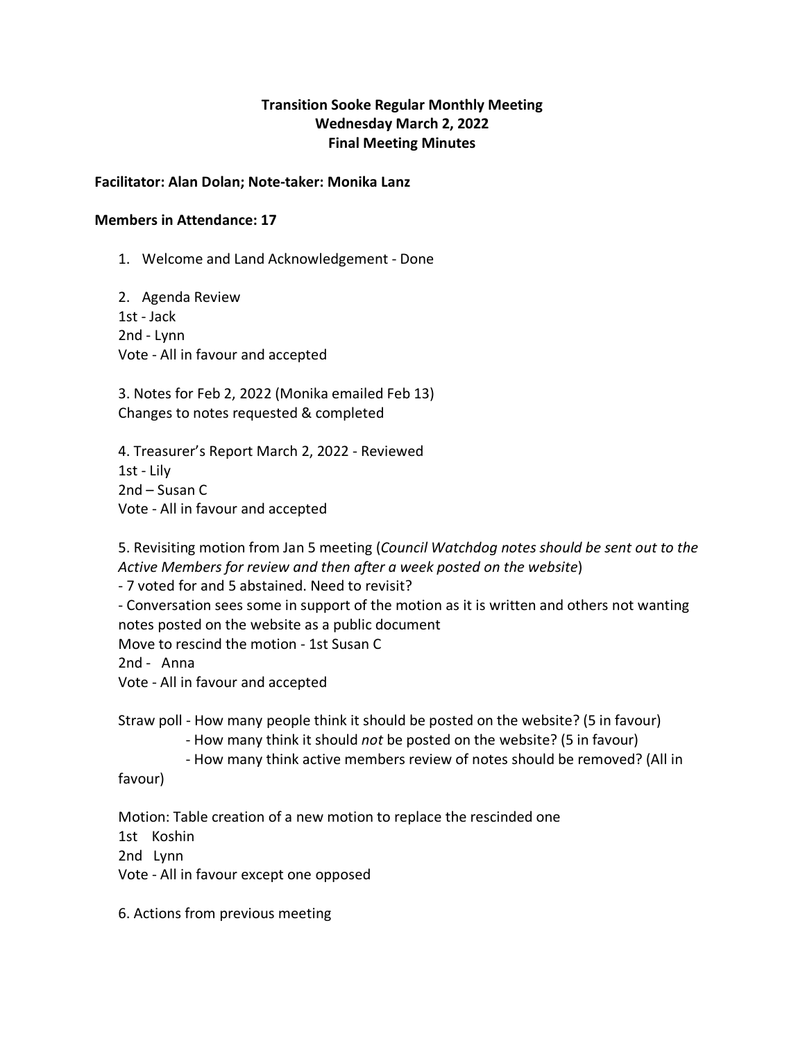# Transition Sooke Regular Monthly Meeting
## Wednesday March 2, 2022
## Final Meeting Minutes

**Facilitator: Alan Dolan; Note-taker: Monika Lanz**

**Members in Attendance: 17**

1. Welcome and Land Acknowledgement - Done

2. Agenda Review
1st - Jack
2nd - Lynn
Vote - All in favour and accepted

3. Notes for Feb 2, 2022 (Monika emailed Feb 13)
Changes to notes requested & completed

4. Treasurer's Report March 2, 2022 - Reviewed
1st - Lily
2nd – Susan C
Vote - All in favour and accepted

5. Revisiting motion from Jan 5 meeting (*Council Watchdog notes should be sent out to the Active Members for review and then after a week posted on the website*)
- 7 voted for and 5 abstained. Need to revisit?
- Conversation sees some in support of the motion as it is written and others not wanting notes posted on the website as a public document
Move to rescind the motion - 1st Susan C
2nd - Anna
Vote - All in favour and accepted

Straw poll - How many people think it should be posted on the website? (5 in favour)
- How many think it should *not* be posted on the website? (5 in favour)
- How many think active members review of notes should be removed? (All in favour)

Motion: Table creation of a new motion to replace the rescinded one
1st Koshin
2nd Lynn
Vote - All in favour except one opposed

6. Actions from previous meeting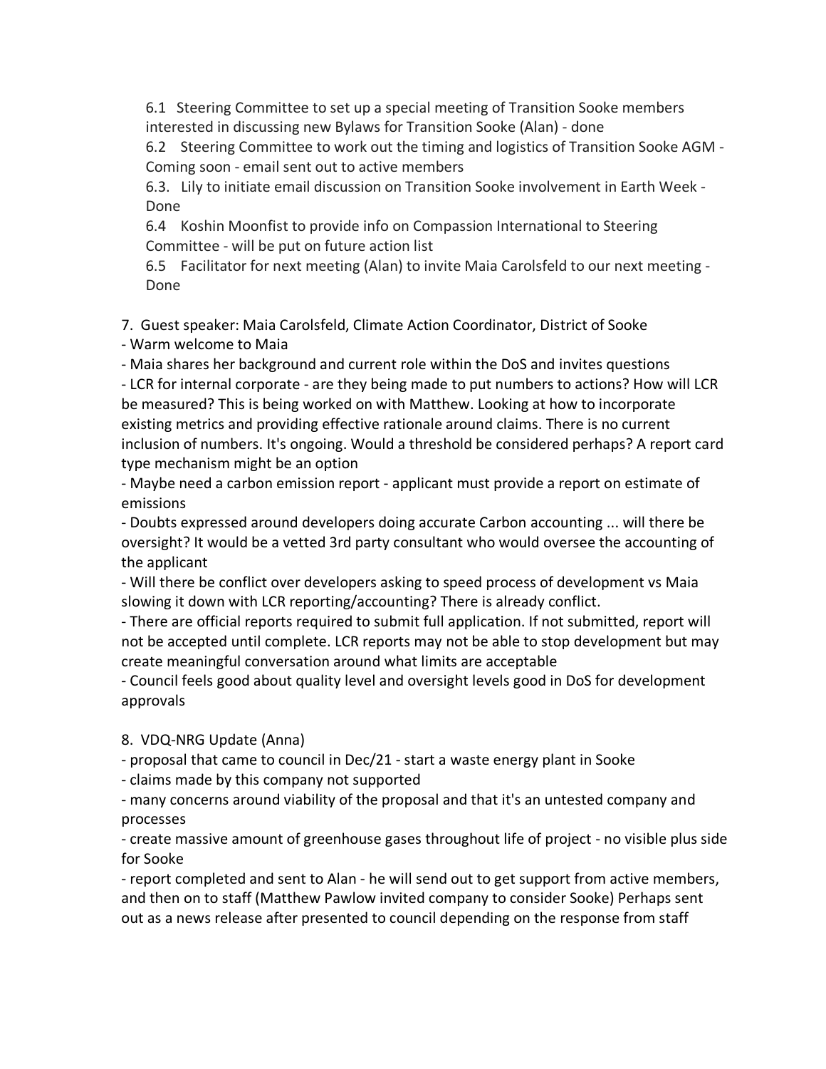6.1 Steering Committee to set up a special meeting of Transition Sooke members interested in discussing new Bylaws for Transition Sooke (Alan) - done

6.2 Steering Committee to work out the timing and logistics of Transition Sooke AGM - Coming soon - email sent out to active members

6.3. Lily to initiate email discussion on Transition Sooke involvement in Earth Week - Done

6.4 Koshin Moonfist to provide info on Compassion International to Steering Committee - will be put on future action list

6.5 Facilitator for next meeting (Alan) to invite Maia Carolsfeld to our next meeting - Done

7. Guest speaker: Maia Carolsfeld, Climate Action Coordinator, District of Sooke

- Warm welcome to Maia
- Maia shares her background and current role within the DoS and invites questions
- LCR for internal corporate - are they being made to put numbers to actions? How will LCR be measured? This is being worked on with Matthew. Looking at how to incorporate existing metrics and providing effective rationale around claims. There is no current inclusion of numbers. It's ongoing. Would a threshold be considered perhaps? A report card type mechanism might be an option
- Maybe need a carbon emission report - applicant must provide a report on estimate of emissions
- Doubts expressed around developers doing accurate Carbon accounting ... will there be oversight? It would be a vetted 3rd party consultant who would oversee the accounting of the applicant
- Will there be conflict over developers asking to speed process of development vs Maia slowing it down with LCR reporting/accounting? There is already conflict.
- There are official reports required to submit full application. If not submitted, report will not be accepted until complete. LCR reports may not be able to stop development but may create meaningful conversation around what limits are acceptable
- Council feels good about quality level and oversight levels good in DoS for development approvals

8. VDQ-NRG Update (Anna)

- proposal that came to council in Dec/21 - start a waste energy plant in Sooke
- claims made by this company not supported
- many concerns around viability of the proposal and that it's an untested company and processes
- create massive amount of greenhouse gases throughout life of project - no visible plus side for Sooke
- report completed and sent to Alan - he will send out to get support from active members, and then on to staff (Matthew Pawlow invited company to consider Sooke) Perhaps sent out as a news release after presented to council depending on the response from staff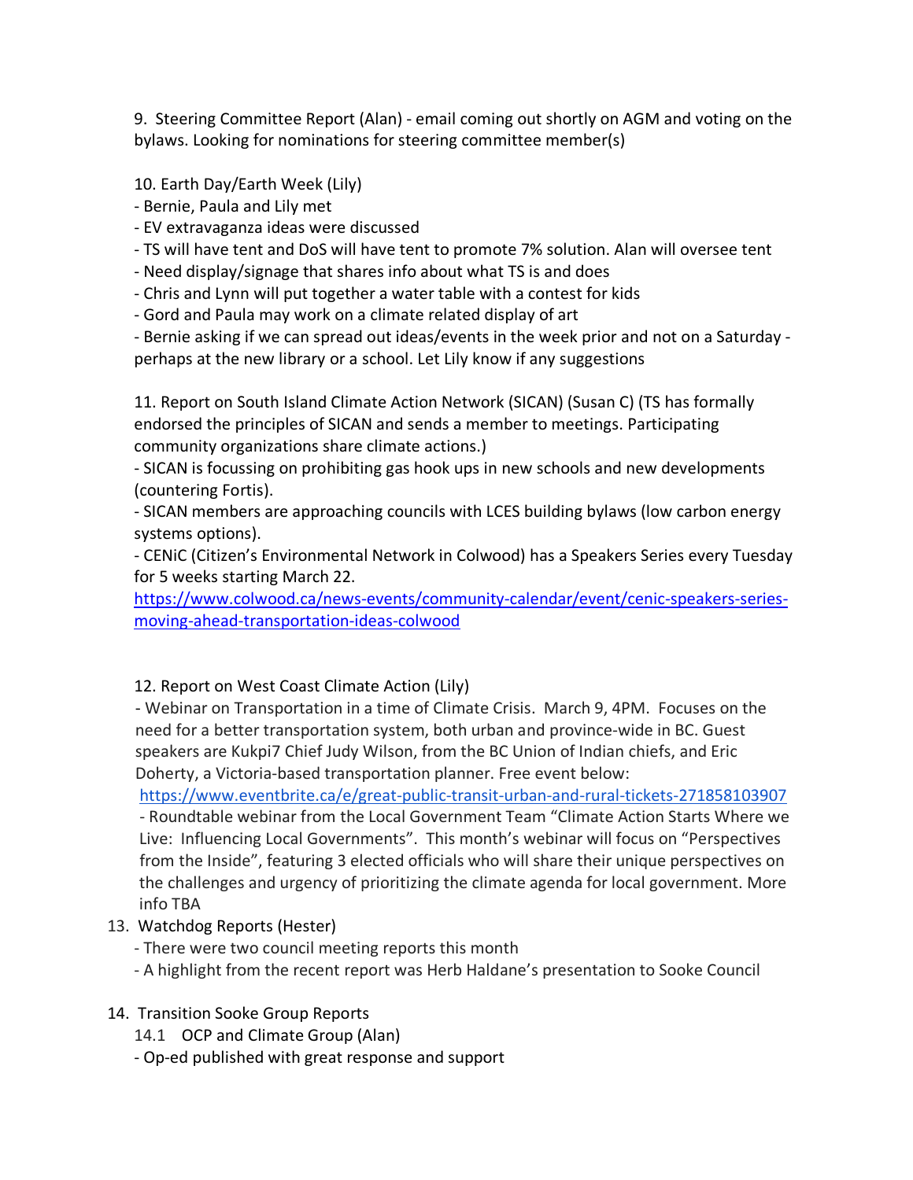9. Steering Committee Report (Alan) - email coming out shortly on AGM and voting on the bylaws. Looking for nominations for steering committee member(s)

10. Earth Day/Earth Week (Lily)

- Bernie, Paula and Lily met
- EV extravaganza ideas were discussed
- TS will have tent and DoS will have tent to promote 7% solution. Alan will oversee tent
- Need display/signage that shares info about what TS is and does
- Chris and Lynn will put together a water table with a contest for kids
- Gord and Paula may work on a climate related display of art
- Bernie asking if we can spread out ideas/events in the week prior and not on a Saturday - perhaps at the new library or a school. Let Lily know if any suggestions

11. Report on South Island Climate Action Network (SICAN) (Susan C) (TS has formally endorsed the principles of SICAN and sends a member to meetings. Participating community organizations share climate actions.)

- SICAN is focussing on prohibiting gas hook ups in new schools and new developments (countering Fortis).
- SICAN members are approaching councils with LCES building bylaws (low carbon energy systems options).
- CENiC (Citizen's Environmental Network in Colwood) has a Speakers Series every Tuesday for 5 weeks starting March 22.

https://www.colwood.ca/news-events/community-calendar/event/cenic-speakers-series-moving-ahead-transportation-ideas-colwood

12. Report on West Coast Climate Action (Lily)

- Webinar on Transportation in a time of Climate Crisis. March 9, 4PM. Focuses on the need for a better transportation system, both urban and province-wide in BC. Guest speakers are Kukpi7 Chief Judy Wilson, from the BC Union of Indian chiefs, and Eric Doherty, a Victoria-based transportation planner. Free event below:

https://www.eventbrite.ca/e/great-public-transit-urban-and-rural-tickets-271858103907

- Roundtable webinar from the Local Government Team "Climate Action Starts Where we Live: Influencing Local Governments". This month's webinar will focus on "Perspectives from the Inside", featuring 3 elected officials who will share their unique perspectives on the challenges and urgency of prioritizing the climate agenda for local government. More info TBA

13. Watchdog Reports (Hester)
    - There were two council meeting reports this month
    - A highlight from the recent report was Herb Haldane's presentation to Sooke Council

14. Transition Sooke Group Reports

    14.1 OCP and Climate Group (Alan)

    - Op-ed published with great response and support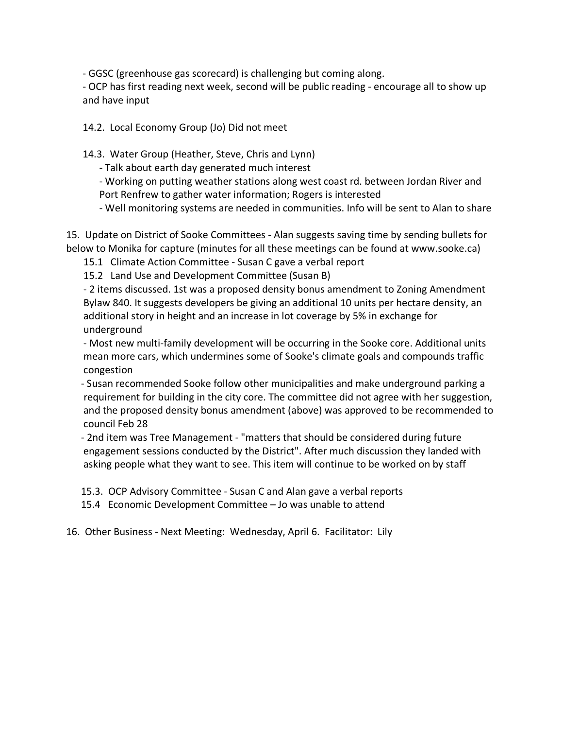- GGSC (greenhouse gas scorecard) is challenging but coming along.
- OCP has first reading next week, second will be public reading - encourage all to show up and have input

14.2. Local Economy Group (Jo) Did not meet

14.3. Water Group (Heather, Steve, Chris and Lynn)
- Talk about earth day generated much interest
- Working on putting weather stations along west coast rd. between Jordan River and Port Renfrew to gather water information; Rogers is interested
- Well monitoring systems are needed in communities. Info will be sent to Alan to share

15. Update on District of Sooke Committees - Alan suggests saving time by sending bullets for below to Monika for capture (minutes for all these meetings can be found at www.sooke.ca)

15.1 Climate Action Committee - Susan C gave a verbal report

15.2 Land Use and Development Committee (Susan B)
- 2 items discussed. 1st was a proposed density bonus amendment to Zoning Amendment Bylaw 840. It suggests developers be giving an additional 10 units per hectare density, an additional story in height and an increase in lot coverage by 5% in exchange for underground
- Most new multi-family development will be occurring in the Sooke core. Additional units mean more cars, which undermines some of Sooke's climate goals and compounds traffic congestion
- Susan recommended Sooke follow other municipalities and make underground parking a requirement for building in the city core. The committee did not agree with her suggestion, and the proposed density bonus amendment (above) was approved to be recommended to council Feb 28
- 2nd item was Tree Management - "matters that should be considered during future engagement sessions conducted by the District". After much discussion they landed with asking people what they want to see. This item will continue to be worked on by staff

15.3. OCP Advisory Committee - Susan C and Alan gave a verbal reports

15.4 Economic Development Committee – Jo was unable to attend

16. Other Business - Next Meeting: Wednesday, April 6. Facilitator: Lily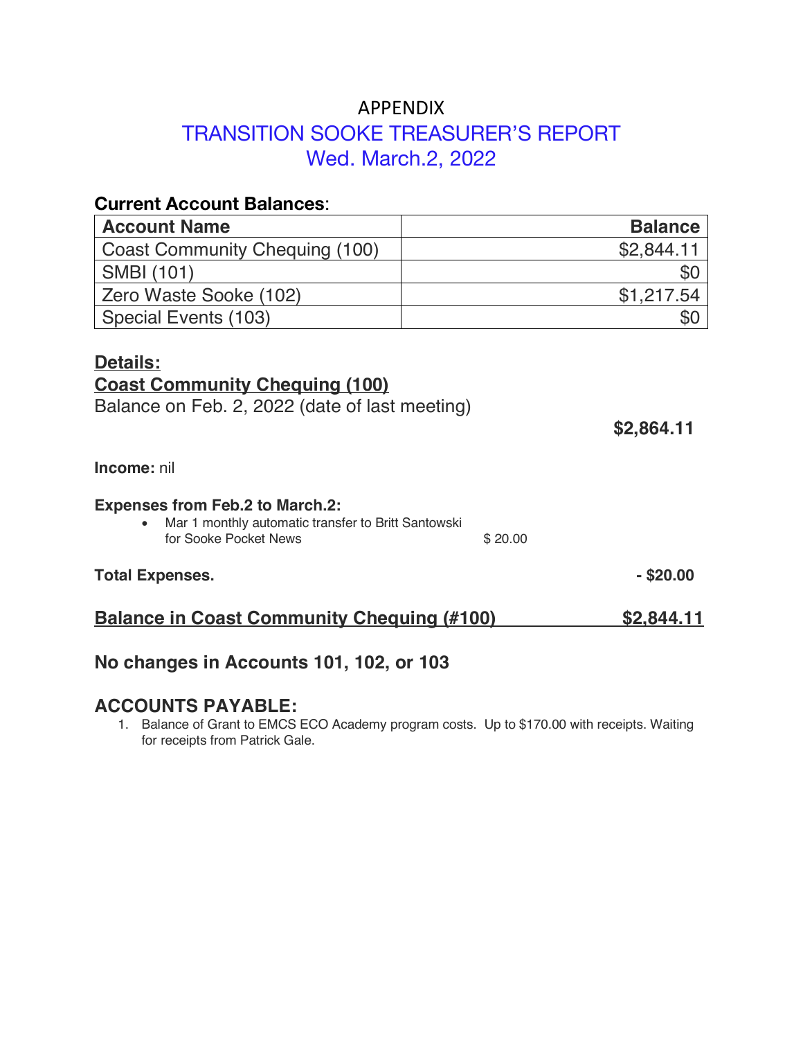# APPENDIX

## TRANSITION SOOKE TREASURER'S REPORT
## Wed. March.2, 2022

**Current Account Balances**:

| Account Name | Balance |
|---|---|
| Coast Community Chequing (100) | $2,844.11 |
| SMBI (101) | $0 |
| Zero Waste Sooke (102) | $1,217.54 |
| Special Events (103) | $0 |

**Details:**

**Coast Community Chequing (100)**

Balance on Feb. 2, 2022 (date of last meeting) **$2,864.11**

**Income:** nil

**Expenses from Feb.2 to March.2:**

- Mar 1 monthly automatic transfer to Britt Santowski for Sooke Pocket News $ 20.00

**Total Expenses.** **- $20.00**

**Balance in Coast Community Chequing (#100) $2,844.11**

### No changes in Accounts 101, 102, or 103

### ACCOUNTS PAYABLE:

1. Balance of Grant to EMCS ECO Academy program costs. Up to $170.00 with receipts. Waiting for receipts from Patrick Gale.